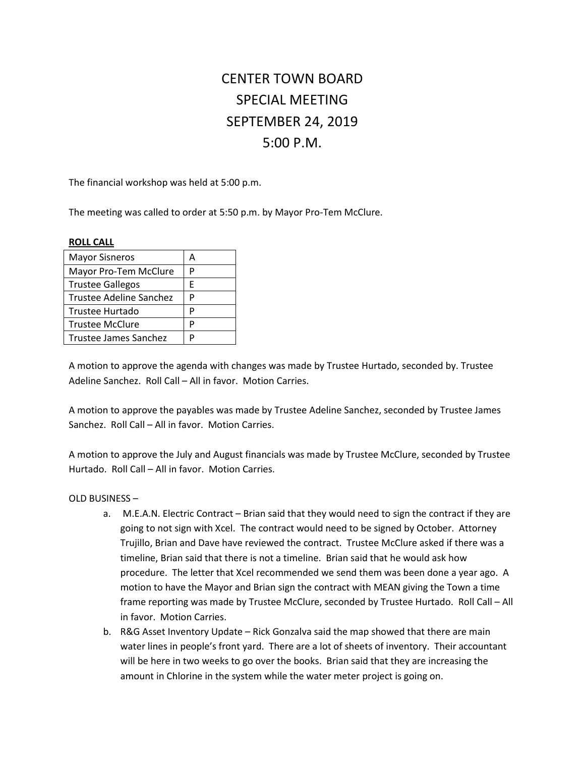# CENTER TOWN BOARD
# SPECIAL MEETING
# SEPTEMBER 24, 2019
# 5:00 P.M.

The financial workshop was held at 5:00 p.m.

The meeting was called to order at 5:50 p.m. by Mayor Pro-Tem McClure.

**ROLL CALL**

| | |
|---|---|
| Mayor Sisneros | A |
| Mayor Pro-Tem McClure | P |
| Trustee Gallegos | E |
| Trustee Adeline Sanchez | P |
| Trustee Hurtado | P |
| Trustee McClure | P |
| Trustee James Sanchez | P |

A motion to approve the agenda with changes was made by Trustee Hurtado, seconded by. Trustee Adeline Sanchez. Roll Call – All in favor. Motion Carries.

A motion to approve the payables was made by Trustee Adeline Sanchez, seconded by Trustee James Sanchez. Roll Call – All in favor. Motion Carries.

A motion to approve the July and August financials was made by Trustee McClure, seconded by Trustee Hurtado. Roll Call – All in favor. Motion Carries.

OLD BUSINESS –

a. M.E.A.N. Electric Contract – Brian said that they would need to sign the contract if they are going to not sign with Xcel. The contract would need to be signed by October. Attorney Trujillo, Brian and Dave have reviewed the contract. Trustee McClure asked if there was a timeline, Brian said that there is not a timeline. Brian said that he would ask how procedure. The letter that Xcel recommended we send them was been done a year ago. A motion to have the Mayor and Brian sign the contract with MEAN giving the Town a time frame reporting was made by Trustee McClure, seconded by Trustee Hurtado. Roll Call – All in favor. Motion Carries.

b. R&G Asset Inventory Update – Rick Gonzalva said the map showed that there are main water lines in people's front yard. There are a lot of sheets of inventory. Their accountant will be here in two weeks to go over the books. Brian said that they are increasing the amount in Chlorine in the system while the water meter project is going on.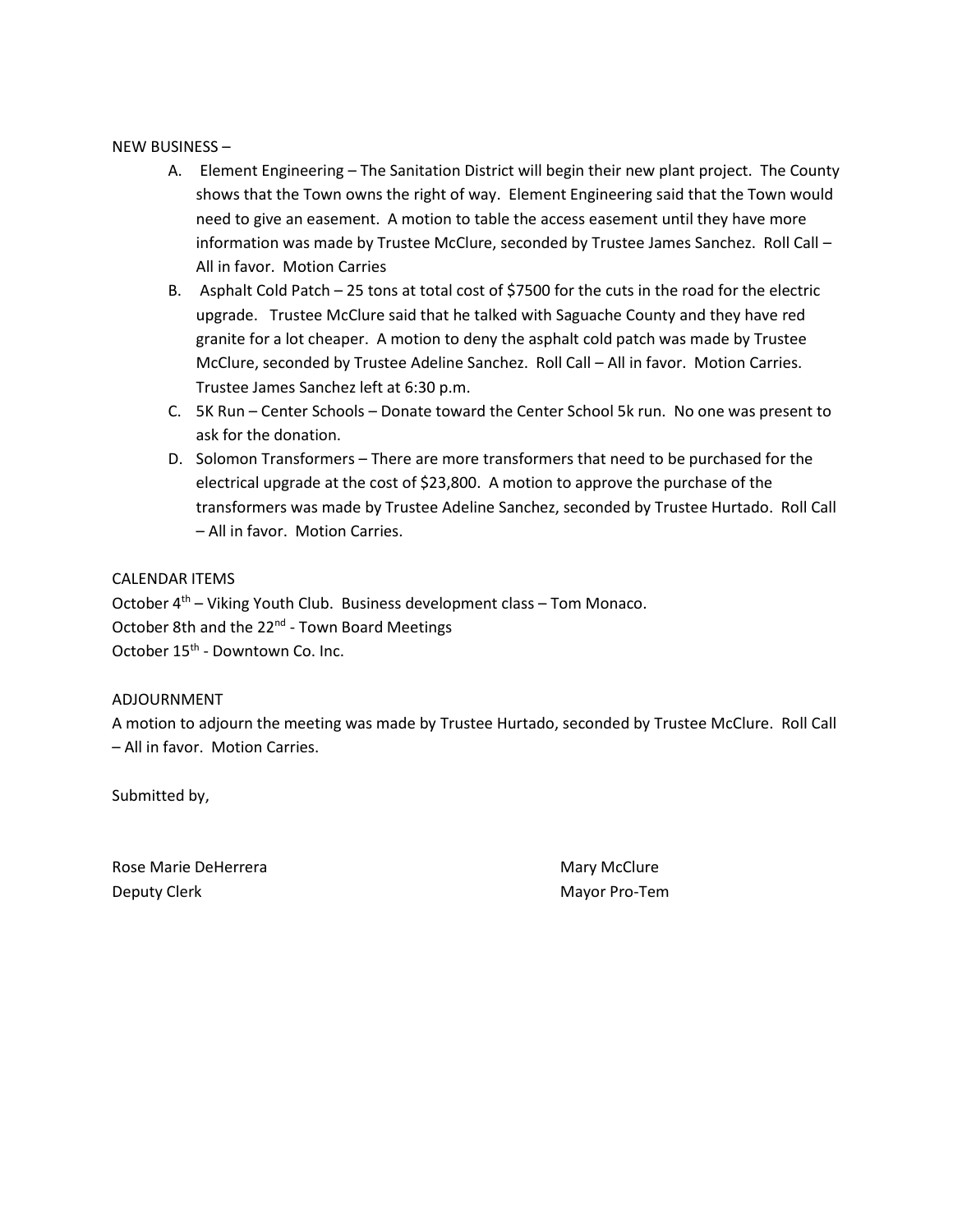NEW BUSINESS –

A. Element Engineering – The Sanitation District will begin their new plant project. The County shows that the Town owns the right of way. Element Engineering said that the Town would need to give an easement. A motion to table the access easement until they have more information was made by Trustee McClure, seconded by Trustee James Sanchez. Roll Call – All in favor. Motion Carries
B. Asphalt Cold Patch – 25 tons at total cost of $7500 for the cuts in the road for the electric upgrade. Trustee McClure said that he talked with Saguache County and they have red granite for a lot cheaper. A motion to deny the asphalt cold patch was made by Trustee McClure, seconded by Trustee Adeline Sanchez. Roll Call – All in favor. Motion Carries. Trustee James Sanchez left at 6:30 p.m.
C. 5K Run – Center Schools – Donate toward the Center School 5k run. No one was present to ask for the donation.
D. Solomon Transformers – There are more transformers that need to be purchased for the electrical upgrade at the cost of $23,800. A motion to approve the purchase of the transformers was made by Trustee Adeline Sanchez, seconded by Trustee Hurtado. Roll Call – All in favor. Motion Carries.

CALENDAR ITEMS

October 4th – Viking Youth Club. Business development class – Tom Monaco.
October 8th and the 22nd - Town Board Meetings
October 15th - Downtown Co. Inc.

ADJOURNMENT

A motion to adjourn the meeting was made by Trustee Hurtado, seconded by Trustee McClure. Roll Call – All in favor. Motion Carries.

Submitted by,

Rose Marie DeHerrera
Deputy Clerk

Mary McClure
Mayor Pro-Tem